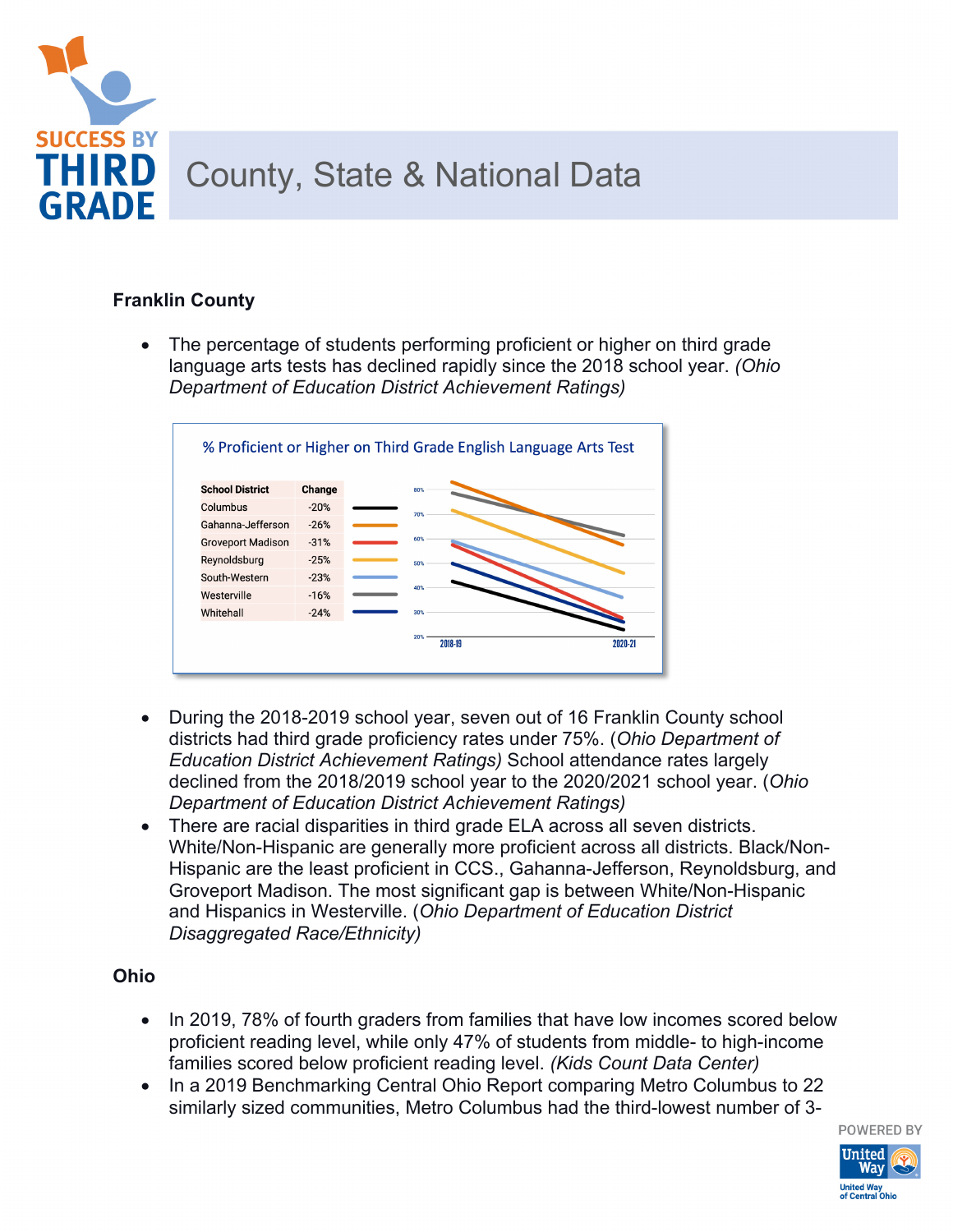# County, State & National Data

### Franklin County

- The percentage of students performing proficient or higher on third grade language arts tests has declined rapidly since the 2018 school year. *(Ohio Department of Education District Achievement Ratings)*

% Proficient or Higher on Third Grade English Language Arts Test

| School District | Change |
|---|---|
| Columbus | -20% |
| Gahanna-Jefferson | -26% |
| Groveport Madison | -31% |
| Reynoldsburg | -25% |
| South-Western | -23% |
| Westerville | -16% |
| Whitehall | -24% |

- During the 2018-2019 school year, seven out of 16 Franklin County school districts had third grade proficiency rates under 75%. (*Ohio Department of Education District Achievement Ratings)* School attendance rates largely declined from the 2018/2019 school year to the 2020/2021 school year. (*Ohio Department of Education District Achievement Ratings)*
- There are racial disparities in third grade ELA across all seven districts. White/Non-Hispanic are generally more proficient across all districts. Black/Non-Hispanic are the least proficient in CCS., Gahanna-Jefferson, Reynoldsburg, and Groveport Madison. The most significant gap is between White/Non-Hispanic and Hispanics in Westerville. (*Ohio Department of Education District Disaggregated Race/Ethnicity)*

### Ohio

- In 2019, 78% of fourth graders from families that have low incomes scored below proficient reading level, while only 47% of students from middle- to high-income families scored below proficient reading level. *(Kids Count Data Center)*
- In a 2019 Benchmarking Central Ohio Report comparing Metro Columbus to 22 similarly sized communities, Metro Columbus had the third-lowest number of 3-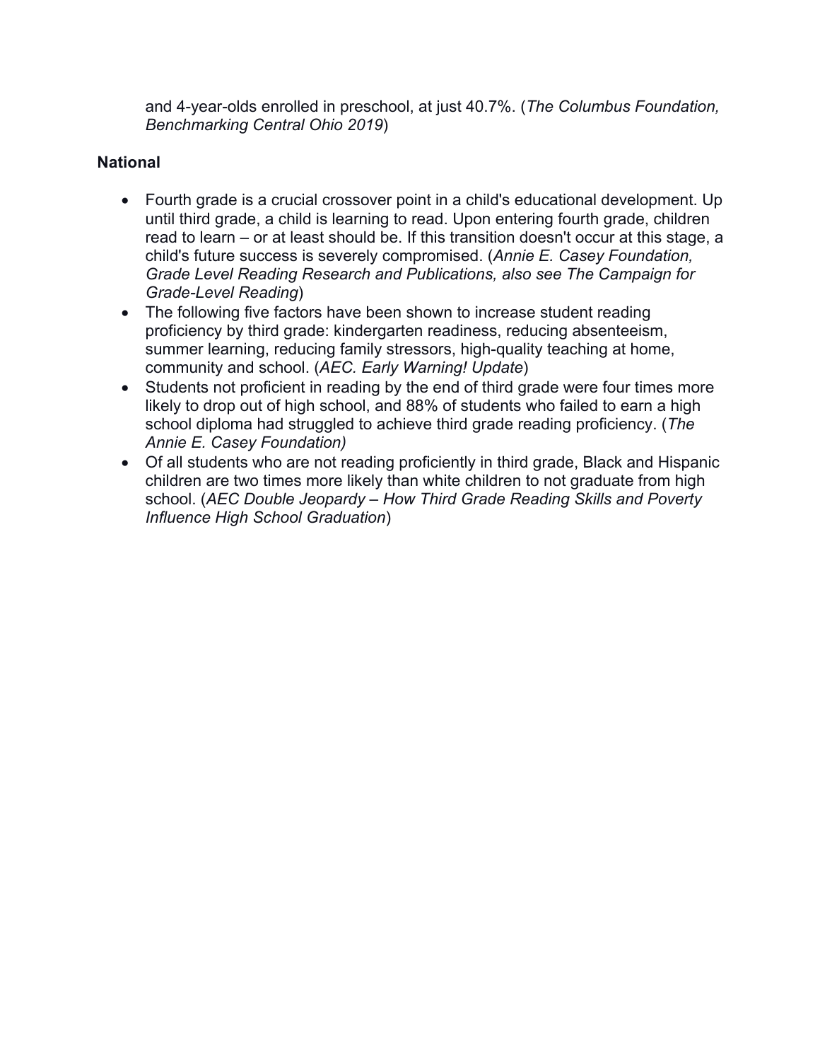and 4-year-olds enrolled in preschool, at just 40.7%. (*The Columbus Foundation, Benchmarking Central Ohio 2019*)

**National**

- Fourth grade is a crucial crossover point in a child's educational development. Up until third grade, a child is learning to read. Upon entering fourth grade, children read to learn – or at least should be. If this transition doesn't occur at this stage, a child's future success is severely compromised. (*Annie E. Casey Foundation, Grade Level Reading Research and Publications, also see The Campaign for Grade-Level Reading*)
- The following five factors have been shown to increase student reading proficiency by third grade: kindergarten readiness, reducing absenteeism, summer learning, reducing family stressors, high-quality teaching at home, community and school. (*AEC. Early Warning! Update*)
- Students not proficient in reading by the end of third grade were four times more likely to drop out of high school, and 88% of students who failed to earn a high school diploma had struggled to achieve third grade reading proficiency. (*The Annie E. Casey Foundation)*
- Of all students who are not reading proficiently in third grade, Black and Hispanic children are two times more likely than white children to not graduate from high school. (*AEC Double Jeopardy – How Third Grade Reading Skills and Poverty Influence High School Graduation*)